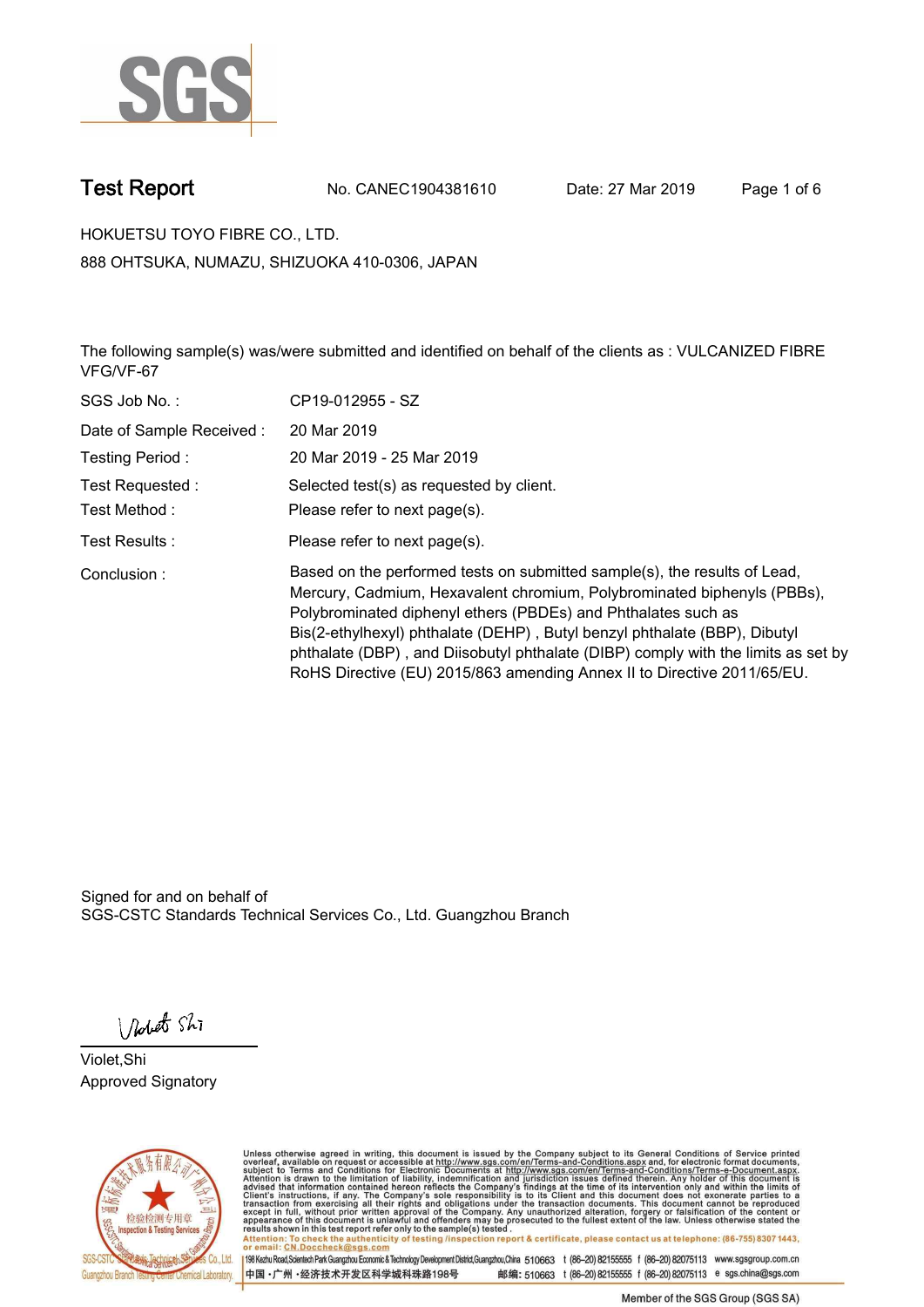SGS

# Test Report

No. CANEC1904381610 Date: 27 Mar 2019

HOKUETSU TOYO FIBRE CO., LTD.

888 OHTSUKA, NUMAZU, SHIZUOKA 410-0306, JAPAN

The following sample(s) was/were submitted and identified on behalf of the clients as : VULCANIZED FIBRE VFG/VF-67

| | |
|---|---|
| SGS Job No. : | CP19-012955 - SZ |
| Date of Sample Received : | 20 Mar 2019 |
| Testing Period : | 20 Mar 2019 - 25 Mar 2019 |
| Test Requested : | Selected test(s) as requested by client. |
| Test Method : | Please refer to next page(s). |
| Test Results : | Please refer to next page(s). |
| Conclusion : | Based on the performed tests on submitted sample(s), the results of Lead, Mercury, Cadmium, Hexavalent chromium, Polybrominated biphenyls (PBBs), Polybrominated diphenyl ethers (PBDEs) and Phthalates such as Bis(2-ethylhexyl) phthalate (DEHP) , Butyl benzyl phthalate (BBP), Dibutyl phthalate (DBP) , and Diisobutyl phthalate (DIBP) comply with the limits as set by RoHS Directive (EU) 2015/863 amending Annex II to Directive 2011/65/EU. |

Signed for and on behalf of
SGS-CSTC Standards Technical Services Co., Ltd. Guangzhou Branch

Violet,Shi
Approved Signatory

Unless otherwise agreed in writing, this document is issued by the Company subject to its General Conditions of Service printed overleaf, available on request or accessible at http://www.sgs.com/en/Terms-and-Conditions.aspx and, for electronic format documents, subject to Terms and Conditions for Electronic Documents at http://www.sgs.com/en/Terms-and-Conditions/Terms-e-Document.aspx. Attention is drawn to the limitation of liability, indemnification and jurisdiction issues defined therein. Any holder of this document is advised that information contained hereon reflects the Company's findings at the time of its intervention only and within the limits of Client's instructions, if any. The Company's sole responsibility is to its Client and this document does not exonerate parties to a transaction from exercising all their rights and obligations under the transaction documents. This document cannot be reproduced except in full, without prior written approval of the Company. Any unauthorized alteration, forgery or falsification of the content or appearance of this document is unlawful and offenders may be prosecuted to the fullest extent of the law. Unless otherwise stated the results shown in this test report refer only to the sample(s) tested .

Attention: To check the authenticity of testing /inspection report & certificate, please contact us at telephone: (86-755) 8307 1443, or email: CN.Doccheck@sgs.com

198 Kezhu Road,Scientech Park Guangzhou Economic & Technology Development District,Guangzhou,China 510663 t (86-20) 82155555 f (86-20) 82075113 www.sgsgroup.com.cn

中国 •广州 •经济技术开发区科学城科珠路198号 邮编: 510663 t (86-20) 82155555 f (86-20) 82075113 e sgs.china@sgs.com

Member of the SGS Group (SGS SA)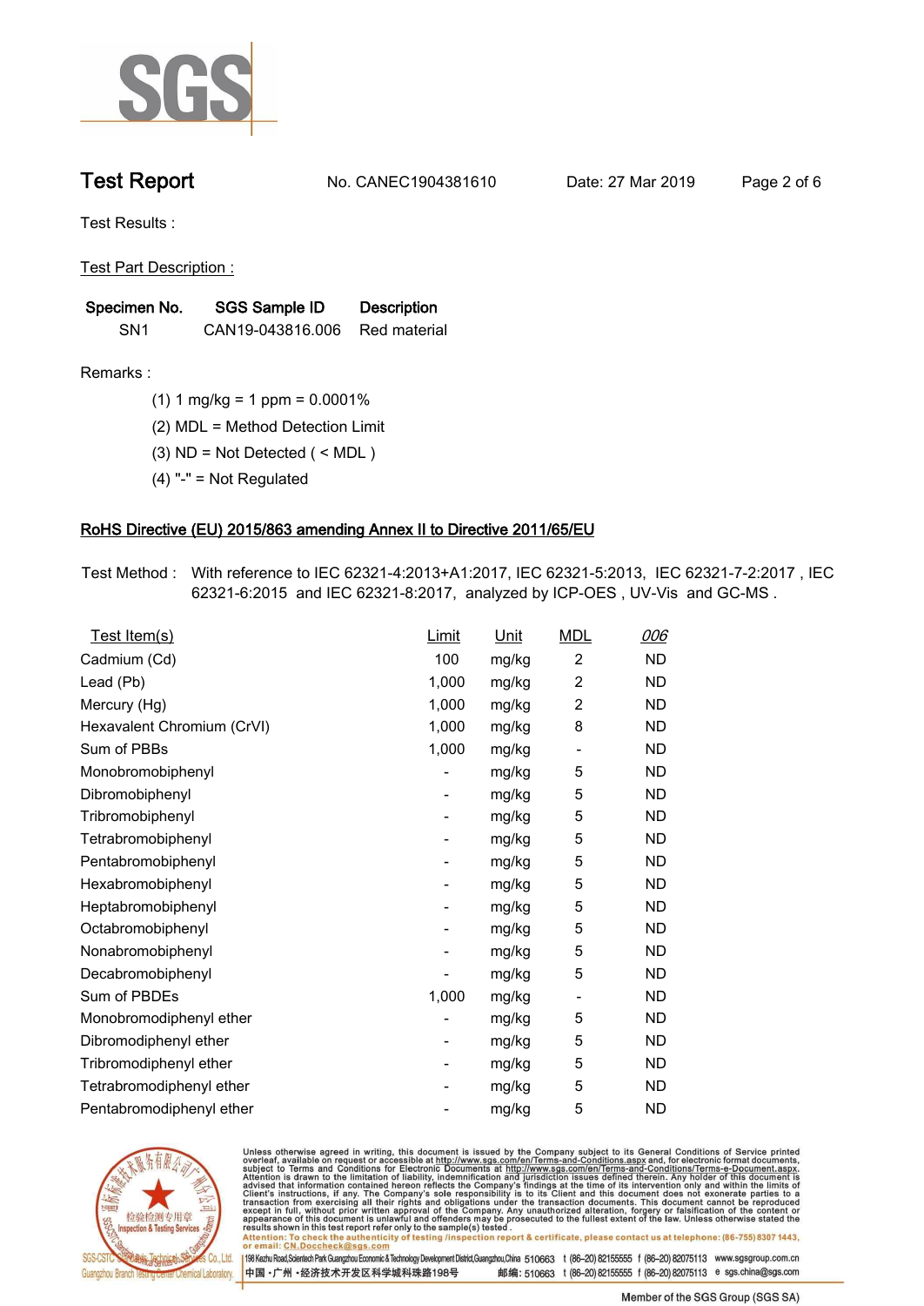# Test Report

No. CANEC1904381610    Date: 27 Mar 2019

Test Results :

Test Part Description :

| Specimen No. | SGS Sample ID | Description |
|---|---|---|
| SN1 | CAN19-043816.006 | Red material |

Remarks :

(1) 1 mg/kg = 1 ppm = 0.0001%

(2) MDL = Method Detection Limit

(3) ND = Not Detected ( < MDL )

(4) "-" = Not Regulated

## RoHS Directive (EU) 2015/863 amending Annex II to Directive 2011/65/EU

Test Method : With reference to IEC 62321-4:2013+A1:2017, IEC 62321-5:2013, IEC 62321-7-2:2017 , IEC 62321-6:2015 and IEC 62321-8:2017, analyzed by ICP-OES , UV-Vis and GC-MS .

| Test Item(s) | Limit | Unit | MDL | 006 |
|---|---|---|---|---|
| Cadmium (Cd) | 100 | mg/kg | 2 | ND |
| Lead (Pb) | 1,000 | mg/kg | 2 | ND |
| Mercury (Hg) | 1,000 | mg/kg | 2 | ND |
| Hexavalent Chromium (CrVI) | 1,000 | mg/kg | 8 | ND |
| Sum of PBBs | 1,000 | mg/kg | - | ND |
| Monobromobiphenyl | - | mg/kg | 5 | ND |
| Dibromobiphenyl | - | mg/kg | 5 | ND |
| Tribromobiphenyl | - | mg/kg | 5 | ND |
| Tetrabromobiphenyl | - | mg/kg | 5 | ND |
| Pentabromobiphenyl | - | mg/kg | 5 | ND |
| Hexabromobiphenyl | - | mg/kg | 5 | ND |
| Heptabromobiphenyl | - | mg/kg | 5 | ND |
| Octabromobiphenyl | - | mg/kg | 5 | ND |
| Nonabromobiphenyl | - | mg/kg | 5 | ND |
| Decabromobiphenyl | - | mg/kg | 5 | ND |
| Sum of PBDEs | 1,000 | mg/kg | - | ND |
| Monobromodiphenyl ether | - | mg/kg | 5 | ND |
| Dibromodiphenyl ether | - | mg/kg | 5 | ND |
| Tribromodiphenyl ether | - | mg/kg | 5 | ND |
| Tetrabromodiphenyl ether | - | mg/kg | 5 | ND |
| Pentabromodiphenyl ether | - | mg/kg | 5 | ND |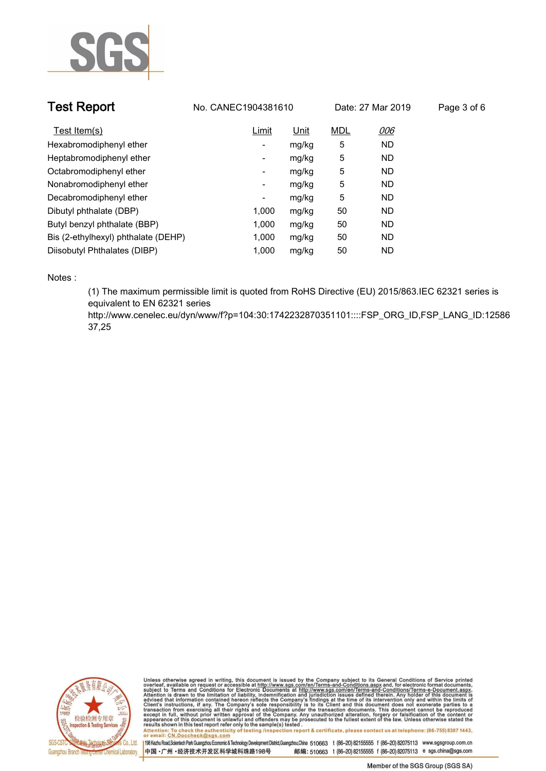## Test Report

No. CANEC1904381610    Date: 27 Mar 2019

| Test Item(s) | Limit | Unit | MDL | *006* |
|---|---|---|---|---|
| Hexabromodiphenyl ether | - | mg/kg | 5 | ND |
| Heptabromodiphenyl ether | - | mg/kg | 5 | ND |
| Octabromodiphenyl ether | - | mg/kg | 5 | ND |
| Nonabromodiphenyl ether | - | mg/kg | 5 | ND |
| Decabromodiphenyl ether | - | mg/kg | 5 | ND |
| Dibutyl phthalate (DBP) | 1,000 | mg/kg | 50 | ND |
| Butyl benzyl phthalate (BBP) | 1,000 | mg/kg | 50 | ND |
| Bis (2-ethylhexyl) phthalate (DEHP) | 1,000 | mg/kg | 50 | ND |
| Diisobutyl Phthalates (DIBP) | 1,000 | mg/kg | 50 | ND |

Notes :

(1) The maximum permissible limit is quoted from RoHS Directive (EU) 2015/863.IEC 62321 series is equivalent to EN 62321 series
http://www.cenelec.eu/dyn/www/f?p=104:30:1742232870351101::::FSP_ORG_ID,FSP_LANG_ID:1258637,25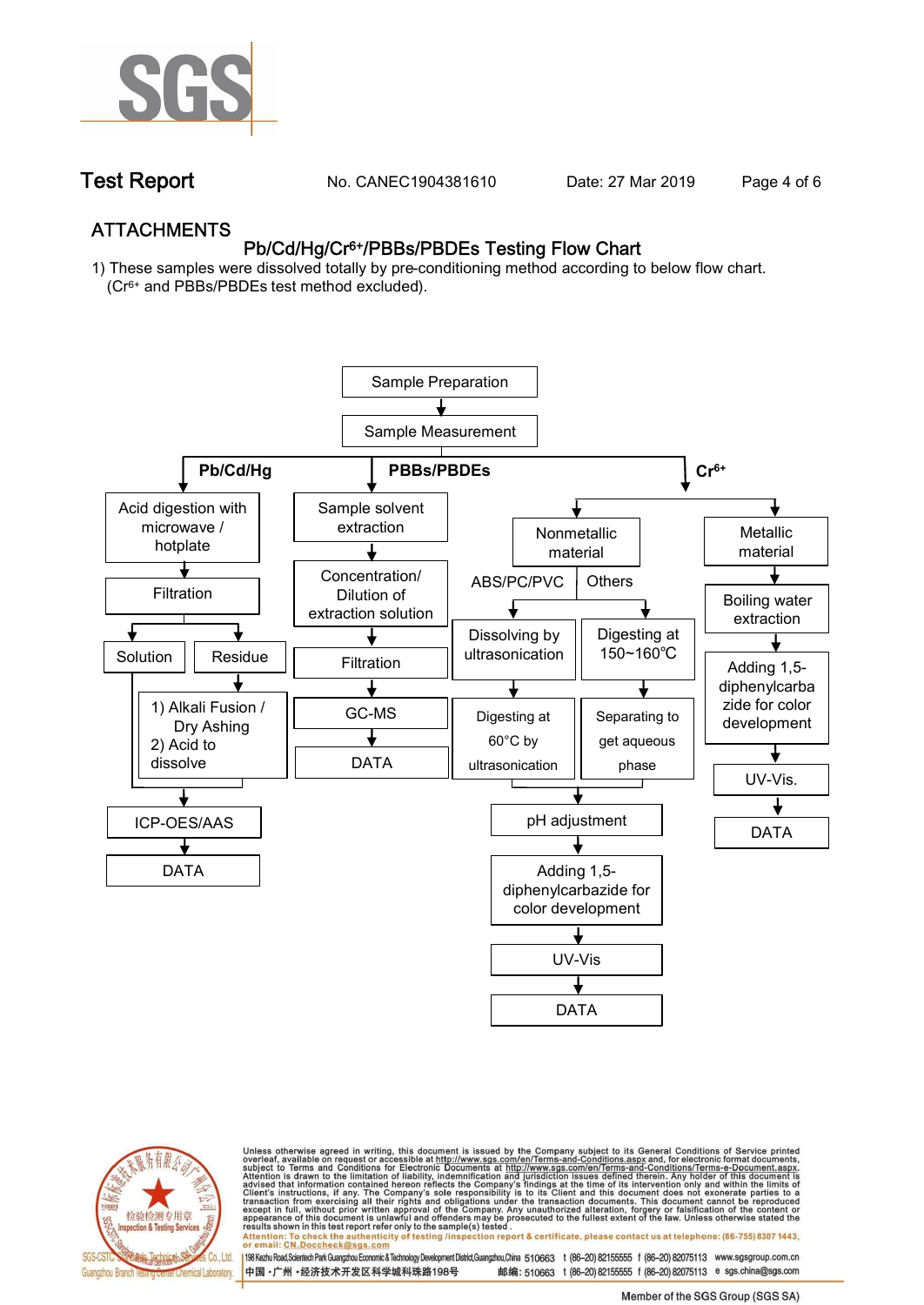# ATTACHMENTS

## Pb/Cd/Hg/$Cr^{6+}$/PBBs/PBDEs Testing Flow Chart

1) These samples were dissolved totally by pre-conditioning method according to below flow chart.
   ($Cr^{6+}$ and PBBs/PBDEs test method excluded).

Sample Preparation
↓
Sample Measurement

**Pb/Cd/Hg**

- Acid digestion with microwave / hotplate
- ↓ Filtration
- ↓ Solution / Residue
  - Residue → 1) Alkali Fusion / Dry Ashing 2) Acid to dissolve
- ↓ ICP-OES/AAS
- ↓ DATA

**PBBs/PBDEs**

- Sample solvent extraction
- ↓ Concentration/ Dilution of extraction solution
- ↓ Filtration
- ↓ GC-MS
- ↓ DATA

**$Cr^{6+}$**

- Nonmetallic material
  - ABS/PC/PVC → Dissolving by ultrasonication → Digesting at 60°C by ultrasonication
  - Others → Digesting at 150~160℃ → Separating to get aqueous phase
  - ↓ pH adjustment
  - ↓ Adding 1,5-diphenylcarbazide for color development
  - ↓ UV-Vis
  - ↓ DATA
- Metallic material
  - ↓ Boiling water extraction
  - ↓ Adding 1,5-diphenylcarbazide for color development
  - ↓ UV-Vis.
  - ↓ DATA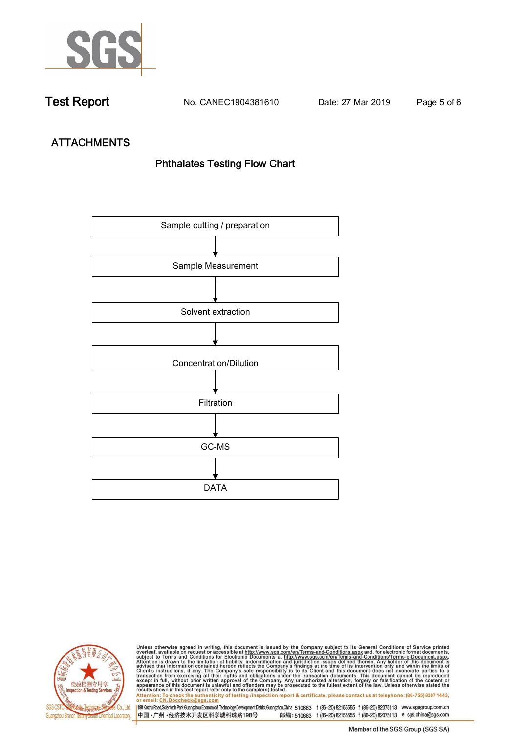## ATTACHMENTS

### Phthalates Testing Flow Chart

Sample cutting / preparation

↓

Sample Measurement

↓

Solvent extraction

↓

Concentration/Dilution

↓

Filtration

↓

GC-MS

↓

DATA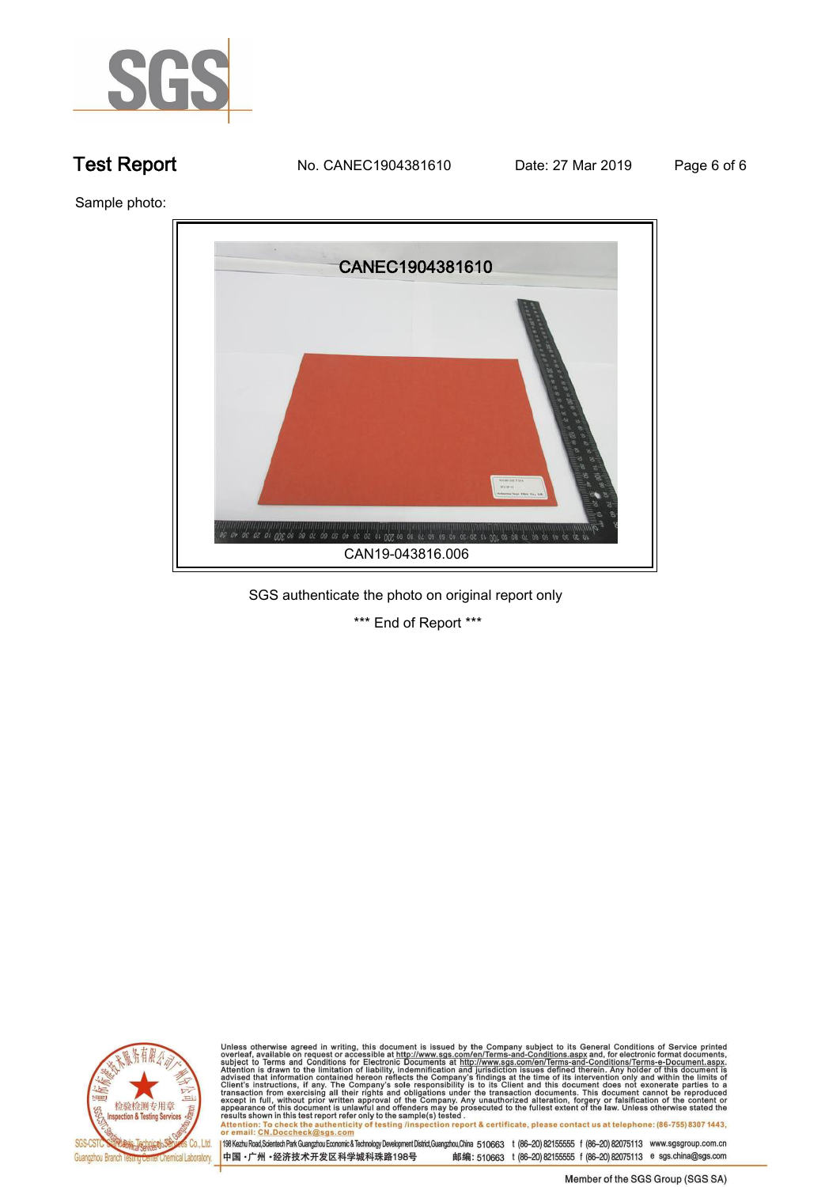# Test Report

No. CANEC1904381610 Date: 27 Mar 2019

Sample photo:

CANEC1904381610

CAN19-043816.006

SGS authenticate the photo on original report only

*** End of Report ***

Unless otherwise agreed in writing, this document is issued by the Company subject to its General Conditions of Service printed overleaf, available on request or accessible at http://www.sgs.com/en/Terms-and-Conditions.aspx and, for electronic format documents, subject to Terms and Conditions for Electronic Documents at http://www.sgs.com/en/Terms-and-Conditions/Terms-e-Document.aspx. Attention is drawn to the limitation of liability, indemnification and jurisdiction issues defined therein. Any holder of this document is advised that information contained hereon reflects the Company's findings at the time of its intervention only and within the limits of Client's instructions, if any. The Company's sole responsibility is to its Client and this document does not exonerate parties to a transaction from exercising all their rights and obligations under the transaction documents. This document cannot be reproduced except in full, without prior written approval of the Company. Any unauthorized alteration, forgery or falsification of the content or appearance of this document is unlawful and offenders may be prosecuted to the fullest extent of the law. Unless otherwise stated the results shown in this test report refer only to the sample(s) tested.

Attention: To check the authenticity of testing /inspection report & certificate, please contact us at telephone: (86-755) 8307 1443, or email: CN.Doccheck@sgs.com

198 Kezhu Road,Scientech Park Guangzhou Economic & Technology Development District,Guangzhou,China 510663 t (86–20) 82155555 f (86–20) 82075113 www.sgsgroup.com.cn

中国 •广州 •经济技术开发区科学城科珠路198号 邮编: 510663 t (86–20) 82155555 f (86–20) 82075113 e sgs.china@sgs.com

Member of the SGS Group (SGS SA)